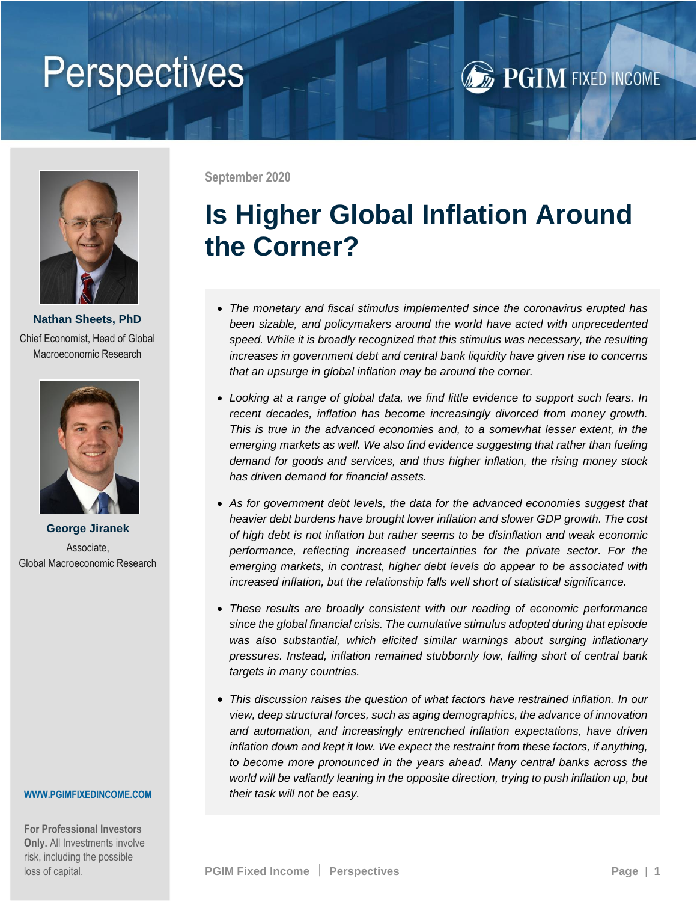Perspectives

PGIM FIXED INCOME

**Nathan Sheets, PhD**
Chief Economist, Head of Global Macroeconomic Research

**George Jiranek**
Associate,
Global Macroeconomic Research

WWW.PGIMFIXEDINCOME.COM

**For Professional Investors Only.** All Investments involve risk, including the possible loss of capital.

September 2020

# Is Higher Global Inflation Around the Corner?

- *The monetary and fiscal stimulus implemented since the coronavirus erupted has been sizable, and policymakers around the world have acted with unprecedented speed. While it is broadly recognized that this stimulus was necessary, the resulting increases in government debt and central bank liquidity have given rise to concerns that an upsurge in global inflation may be around the corner.*
- *Looking at a range of global data, we find little evidence to support such fears. In recent decades, inflation has become increasingly divorced from money growth. This is true in the advanced economies and, to a somewhat lesser extent, in the emerging markets as well. We also find evidence suggesting that rather than fueling demand for goods and services, and thus higher inflation, the rising money stock has driven demand for financial assets.*
- *As for government debt levels, the data for the advanced economies suggest that heavier debt burdens have brought lower inflation and slower GDP growth. The cost of high debt is not inflation but rather seems to be disinflation and weak economic performance, reflecting increased uncertainties for the private sector. For the emerging markets, in contrast, higher debt levels do appear to be associated with increased inflation, but the relationship falls well short of statistical significance.*
- *These results are broadly consistent with our reading of economic performance since the global financial crisis. The cumulative stimulus adopted during that episode was also substantial, which elicited similar warnings about surging inflationary pressures. Instead, inflation remained stubbornly low, falling short of central bank targets in many countries.*
- *This discussion raises the question of what factors have restrained inflation. In our view, deep structural forces, such as aging demographics, the advance of innovation and automation, and increasingly entrenched inflation expectations, have driven inflation down and kept it low. We expect the restraint from these factors, if anything, to become more pronounced in the years ahead. Many central banks across the world will be valiantly leaning in the opposite direction, trying to push inflation up, but their task will not be easy.*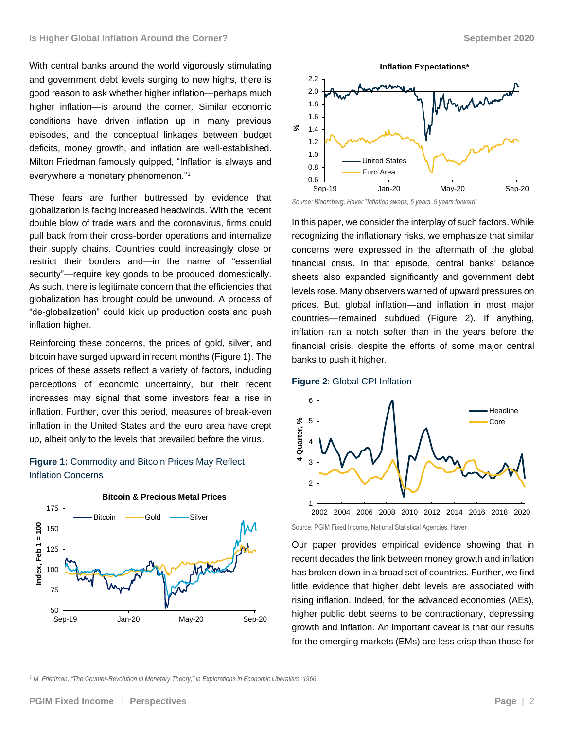With central banks around the world vigorously stimulating and government debt levels surging to new highs, there is good reason to ask whether higher inflation—perhaps much higher inflation—is around the corner. Similar economic conditions have driven inflation up in many previous episodes, and the conceptual linkages between budget deficits, money growth, and inflation are well-established. Milton Friedman famously quipped, "Inflation is always and everywhere a monetary phenomenon."[1]

These fears are further buttressed by evidence that globalization is facing increased headwinds. With the recent double blow of trade wars and the coronavirus, firms could pull back from their cross-border operations and internalize their supply chains. Countries could increasingly close or restrict their borders and—in the name of "essential security"—require key goods to be produced domestically. As such, there is legitimate concern that the efficiencies that globalization has brought could be unwound. A process of "de-globalization" could kick up production costs and push inflation higher.

Reinforcing these concerns, the prices of gold, silver, and bitcoin have surged upward in recent months (Figure 1). The prices of these assets reflect a variety of factors, including perceptions of economic uncertainty, but their recent increases may signal that some investors fear a rise in inflation. Further, over this period, measures of break-even inflation in the United States and the euro area have crept up, albeit only to the levels that prevailed before the virus.

**Figure 1:** Commodity and Bitcoin Prices May Reflect Inflation Concerns

Source: Bloomberg, Haver *Inflation swaps, 5 years, 5 years forward.

In this paper, we consider the interplay of such factors. While recognizing the inflationary risks, we emphasize that similar concerns were expressed in the aftermath of the global financial crisis. In that episode, central banks' balance sheets also expanded significantly and government debt levels rose. Many observers warned of upward pressures on prices. But, global inflation—and inflation in most major countries—remained subdued (Figure 2). If anything, inflation ran a notch softer than in the years before the financial crisis, despite the efforts of some major central banks to push it higher.

**Figure 2**: Global CPI Inflation

Source: PGIM Fixed Income, National Statistical Agencies, Haver

Our paper provides empirical evidence showing that in recent decades the link between money growth and inflation has broken down in a broad set of countries. Further, we find little evidence that higher debt levels are associated with rising inflation. Indeed, for the advanced economies (AEs), higher public debt seems to be contractionary, depressing growth and inflation. An important caveat is that our results for the emerging markets (EMs) are less crisp than those for

[1] M. Friedman, "The Counter-Revolution in Monetary Theory," in Explorations in Economic Liberalism, 1966.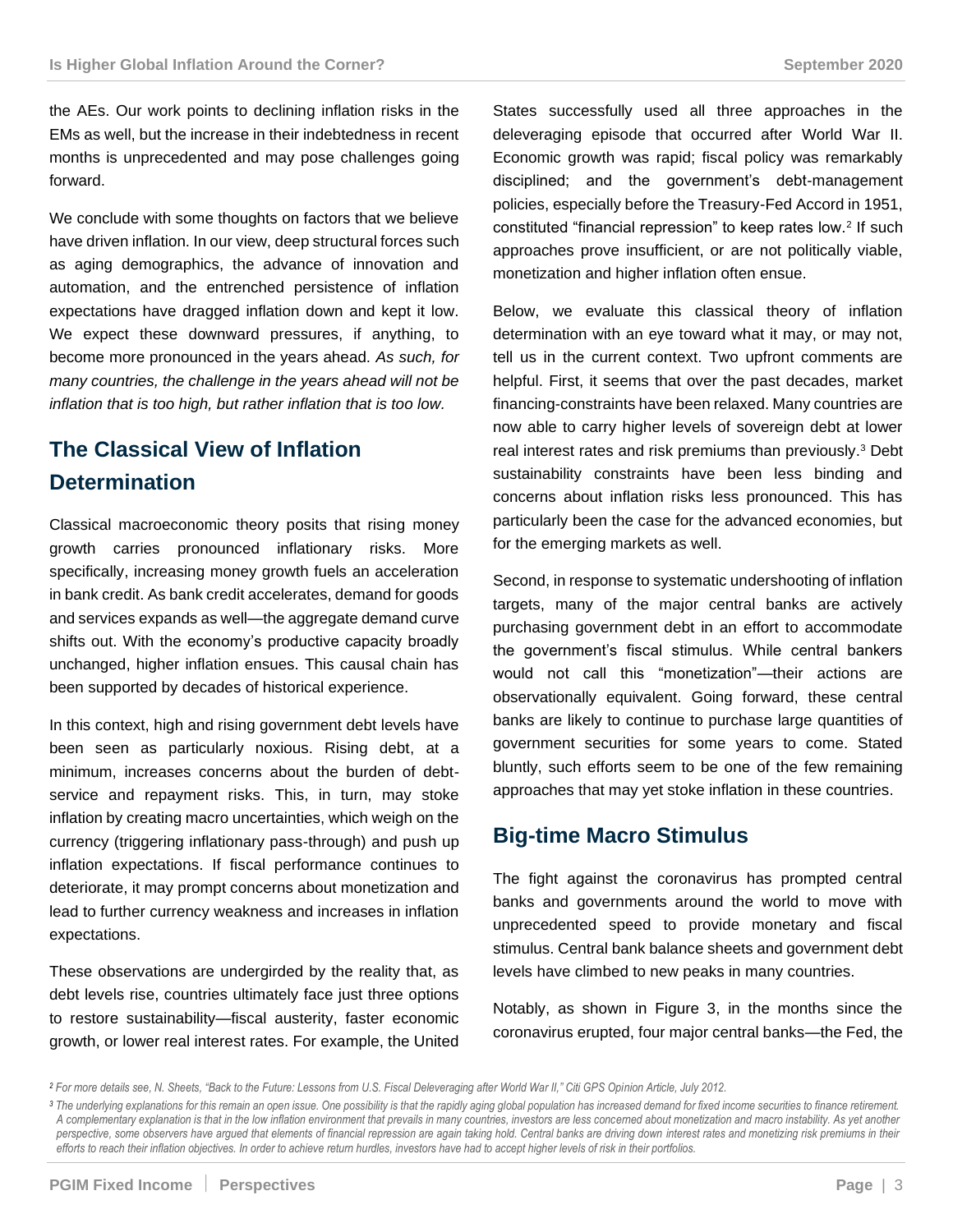the AEs. Our work points to declining inflation risks in the EMs as well, but the increase in their indebtedness in recent months is unprecedented and may pose challenges going forward.

We conclude with some thoughts on factors that we believe have driven inflation. In our view, deep structural forces such as aging demographics, the advance of innovation and automation, and the entrenched persistence of inflation expectations have dragged inflation down and kept it low. We expect these downward pressures, if anything, to become more pronounced in the years ahead. *As such, for many countries, the challenge in the years ahead will not be inflation that is too high, but rather inflation that is too low.*

## The Classical View of Inflation Determination

Classical macroeconomic theory posits that rising money growth carries pronounced inflationary risks. More specifically, increasing money growth fuels an acceleration in bank credit. As bank credit accelerates, demand for goods and services expands as well—the aggregate demand curve shifts out. With the economy's productive capacity broadly unchanged, higher inflation ensues. This causal chain has been supported by decades of historical experience.

In this context, high and rising government debt levels have been seen as particularly noxious. Rising debt, at a minimum, increases concerns about the burden of debt-service and repayment risks. This, in turn, may stoke inflation by creating macro uncertainties, which weigh on the currency (triggering inflationary pass-through) and push up inflation expectations. If fiscal performance continues to deteriorate, it may prompt concerns about monetization and lead to further currency weakness and increases in inflation expectations.

These observations are undergirded by the reality that, as debt levels rise, countries ultimately face just three options to restore sustainability—fiscal austerity, faster economic growth, or lower real interest rates. For example, the United States successfully used all three approaches in the deleveraging episode that occurred after World War II. Economic growth was rapid; fiscal policy was remarkably disciplined; and the government's debt-management policies, especially before the Treasury-Fed Accord in 1951, constituted "financial repression" to keep rates low.[2] If such approaches prove insufficient, or are not politically viable, monetization and higher inflation often ensue.

Below, we evaluate this classical theory of inflation determination with an eye toward what it may, or may not, tell us in the current context. Two upfront comments are helpful. First, it seems that over the past decades, market financing-constraints have been relaxed. Many countries are now able to carry higher levels of sovereign debt at lower real interest rates and risk premiums than previously.[3] Debt sustainability constraints have been less binding and concerns about inflation risks less pronounced. This has particularly been the case for the advanced economies, but for the emerging markets as well.

Second, in response to systematic undershooting of inflation targets, many of the major central banks are actively purchasing government debt in an effort to accommodate the government's fiscal stimulus. While central bankers would not call this "monetization"—their actions are observationally equivalent. Going forward, these central banks are likely to continue to purchase large quantities of government securities for some years to come. Stated bluntly, such efforts seem to be one of the few remaining approaches that may yet stoke inflation in these countries.

## Big-time Macro Stimulus

The fight against the coronavirus has prompted central banks and governments around the world to move with unprecedented speed to provide monetary and fiscal stimulus. Central bank balance sheets and government debt levels have climbed to new peaks in many countries.

Notably, as shown in Figure 3, in the months since the coronavirus erupted, four major central banks—the Fed, the

*[2] For more details see, N. Sheets, "Back to the Future: Lessons from U.S. Fiscal Deleveraging after World War II," Citi GPS Opinion Article, July 2012.*

*[3] The underlying explanations for this remain an open issue. One possibility is that the rapidly aging global population has increased demand for fixed income securities to finance retirement. A complementary explanation is that in the low inflation environment that prevails in many countries, investors are less concerned about monetization and macro instability. As yet another perspective, some observers have argued that elements of financial repression are again taking hold. Central banks are driving down interest rates and monetizing risk premiums in their efforts to reach their inflation objectives. In order to achieve return hurdles, investors have had to accept higher levels of risk in their portfolios.*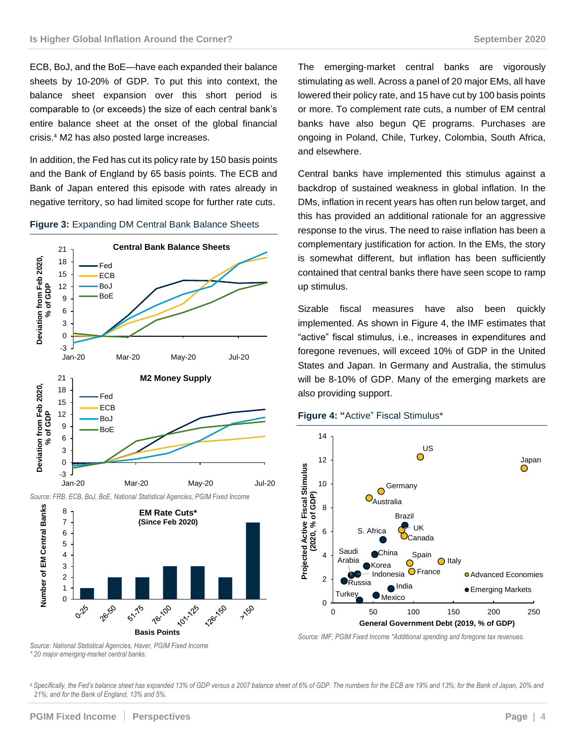ECB, BoJ, and the BoE—have each expanded their balance sheets by 10-20% of GDP. To put this into context, the balance sheet expansion over this short period is comparable to (or exceeds) the size of each central bank's entire balance sheet at the onset of the global financial crisis.[4] M2 has also posted large increases.

In addition, the Fed has cut its policy rate by 150 basis points and the Bank of England by 65 basis points. The ECB and Bank of Japan entered this episode with rates already in negative territory, so had limited scope for further rate cuts.

**Figure 3:** Expanding DM Central Bank Balance Sheets

*Source: FRB, ECB, BoJ, BoE, National Statistical Agencies, PGIM Fixed Income*

*Source: National Statistical Agencies, Haver, PGIM Fixed Income*
*\* 20 major emerging-market central banks.*

The emerging-market central banks are vigorously stimulating as well. Across a panel of 20 major EMs, all have lowered their policy rate, and 15 have cut by 100 basis points or more. To complement rate cuts, a number of EM central banks have also begun QE programs. Purchases are ongoing in Poland, Chile, Turkey, Colombia, South Africa, and elsewhere.

Central banks have implemented this stimulus against a backdrop of sustained weakness in global inflation. In the DMs, inflation in recent years has often run below target, and this has provided an additional rationale for an aggressive response to the virus. The need to raise inflation has been a complementary justification for action. In the EMs, the story is somewhat different, but inflation has been sufficiently contained that central banks there have seen scope to ramp up stimulus.

Sizable fiscal measures have also been quickly implemented. As shown in Figure 4, the IMF estimates that "active" fiscal stimulus, i.e., increases in expenditures and foregone revenues, will exceed 10% of GDP in the United States and Japan. In Germany and Australia, the stimulus will be 8-10% of GDP. Many of the emerging markets are also providing support.

**Figure 4: "**Active" Fiscal Stimulus*

*Source: IMF, PGIM Fixed Income \*Additional spending and foregone tax revenues.*

[4] Specifically, the Fed's balance sheet has expanded 13% of GDP versus a 2007 balance sheet of 6% of GDP. The numbers for the ECB are 19% and 13%; for the Bank of Japan, 20% and 21%; and for the Bank of England, 13% and 5%.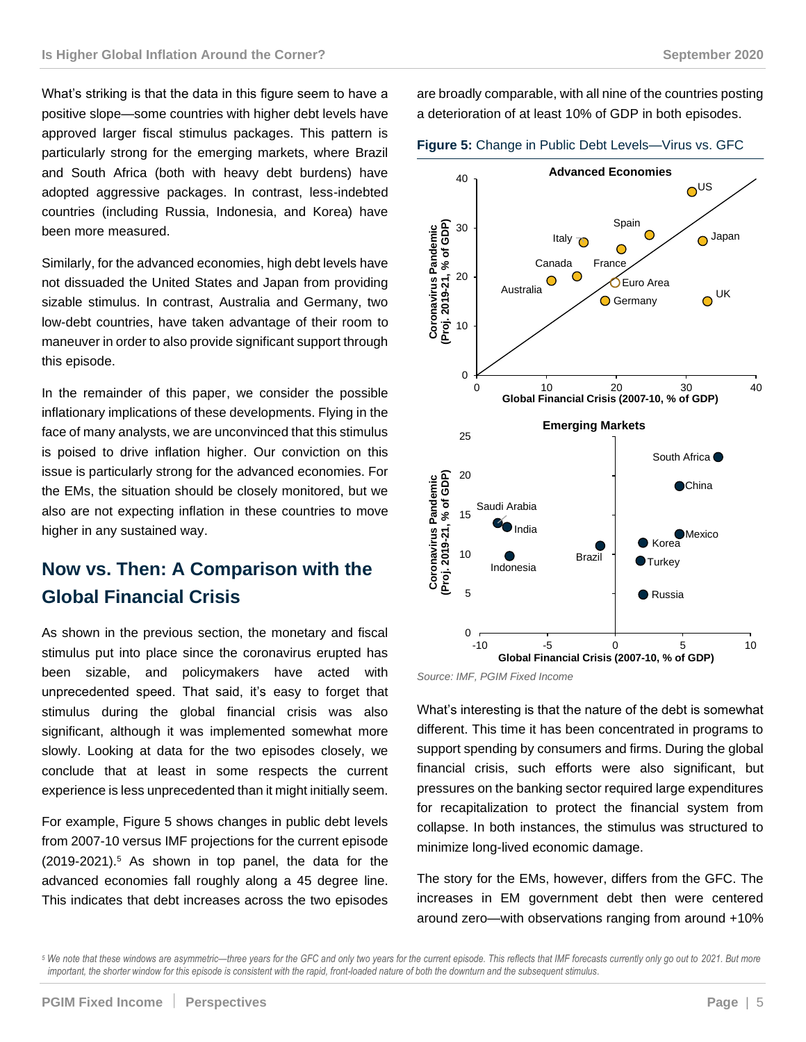What's striking is that the data in this figure seem to have a positive slope—some countries with higher debt levels have approved larger fiscal stimulus packages. This pattern is particularly strong for the emerging markets, where Brazil and South Africa (both with heavy debt burdens) have adopted aggressive packages. In contrast, less-indebted countries (including Russia, Indonesia, and Korea) have been more measured.

Similarly, for the advanced economies, high debt levels have not dissuaded the United States and Japan from providing sizable stimulus. In contrast, Australia and Germany, two low-debt countries, have taken advantage of their room to maneuver in order to also provide significant support through this episode.

In the remainder of this paper, we consider the possible inflationary implications of these developments. Flying in the face of many analysts, we are unconvinced that this stimulus is poised to drive inflation higher. Our conviction on this issue is particularly strong for the advanced economies. For the EMs, the situation should be closely monitored, but we also are not expecting inflation in these countries to move higher in any sustained way.

## Now vs. Then: A Comparison with the Global Financial Crisis

As shown in the previous section, the monetary and fiscal stimulus put into place since the coronavirus erupted has been sizable, and policymakers have acted with unprecedented speed. That said, it's easy to forget that stimulus during the global financial crisis was also significant, although it was implemented somewhat more slowly. Looking at data for the two episodes closely, we conclude that at least in some respects the current experience is less unprecedented than it might initially seem.

For example, Figure 5 shows changes in public debt levels from 2007-10 versus IMF projections for the current episode (2019-2021).[5] As shown in top panel, the data for the advanced economies fall roughly along a 45 degree line. This indicates that debt increases across the two episodes are broadly comparable, with all nine of the countries posting a deterioration of at least 10% of GDP in both episodes.

**Figure 5:** Change in Public Debt Levels—Virus vs. GFC

*Source: IMF, PGIM Fixed Income*

What's interesting is that the nature of the debt is somewhat different. This time it has been concentrated in programs to support spending by consumers and firms. During the global financial crisis, such efforts were also significant, but pressures on the banking sector required large expenditures for recapitalization to protect the financial system from collapse. In both instances, the stimulus was structured to minimize long-lived economic damage.

The story for the EMs, however, differs from the GFC. The increases in EM government debt then were centered around zero—with observations ranging from around +10%

[5] We note that these windows are asymmetric—three years for the GFC and only two years for the current episode. This reflects that IMF forecasts currently only go out to 2021. But more important, the shorter window for this episode is consistent with the rapid, front-loaded nature of both the downturn and the subsequent stimulus.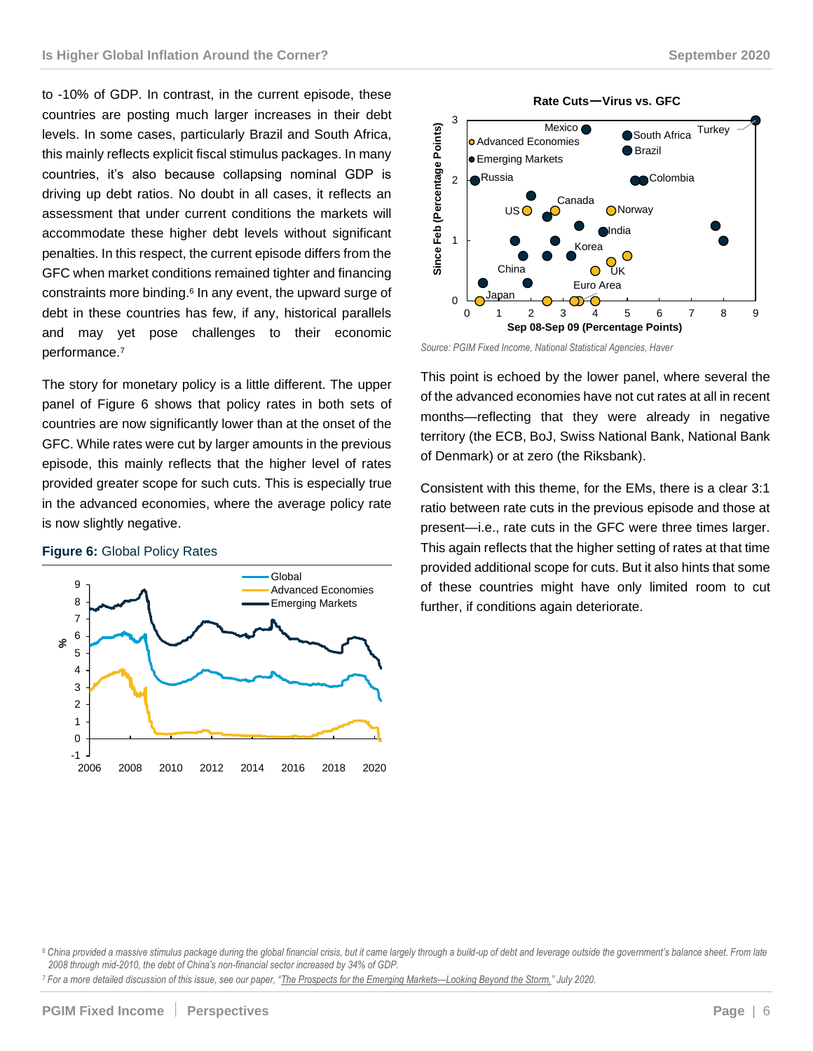to -10% of GDP. In contrast, in the current episode, these countries are posting much larger increases in their debt levels. In some cases, particularly Brazil and South Africa, this mainly reflects explicit fiscal stimulus packages. In many countries, it's also because collapsing nominal GDP is driving up debt ratios. No doubt in all cases, it reflects an assessment that under current conditions the markets will accommodate these higher debt levels without significant penalties. In this respect, the current episode differs from the GFC when market conditions remained tighter and financing constraints more binding.[6] In any event, the upward surge of debt in these countries has few, if any, historical parallels and may yet pose challenges to their economic performance.[7]

The story for monetary policy is a little different. The upper panel of Figure 6 shows that policy rates in both sets of countries are now significantly lower than at the onset of the GFC. While rates were cut by larger amounts in the previous episode, this mainly reflects that the higher level of rates provided greater scope for such cuts. This is especially true in the advanced economies, where the average policy rate is now slightly negative.

**Figure 6:** Global Policy Rates

Rate Cuts—Virus vs. GFC

*Source: PGIM Fixed Income, National Statistical Agencies, Haver*

This point is echoed by the lower panel, where several the of the advanced economies have not cut rates at all in recent months—reflecting that they were already in negative territory (the ECB, BoJ, Swiss National Bank, National Bank of Denmark) or at zero (the Riksbank).

Consistent with this theme, for the EMs, there is a clear 3:1 ratio between rate cuts in the previous episode and those at present—i.e., rate cuts in the GFC were three times larger. This again reflects that the higher setting of rates at that time provided additional scope for cuts. But it also hints that some of these countries might have only limited room to cut further, if conditions again deteriorate.

---

[6] *China provided a massive stimulus package during the global financial crisis, but it came largely through a build-up of debt and leverage outside the government's balance sheet. From late 2008 through mid-2010, the debt of China's non-financial sector increased by 34% of GDP.*

[7] *For a more detailed discussion of this issue, see our paper, "The Prospects for the Emerging Markets—Looking Beyond the Storm," July 2020.*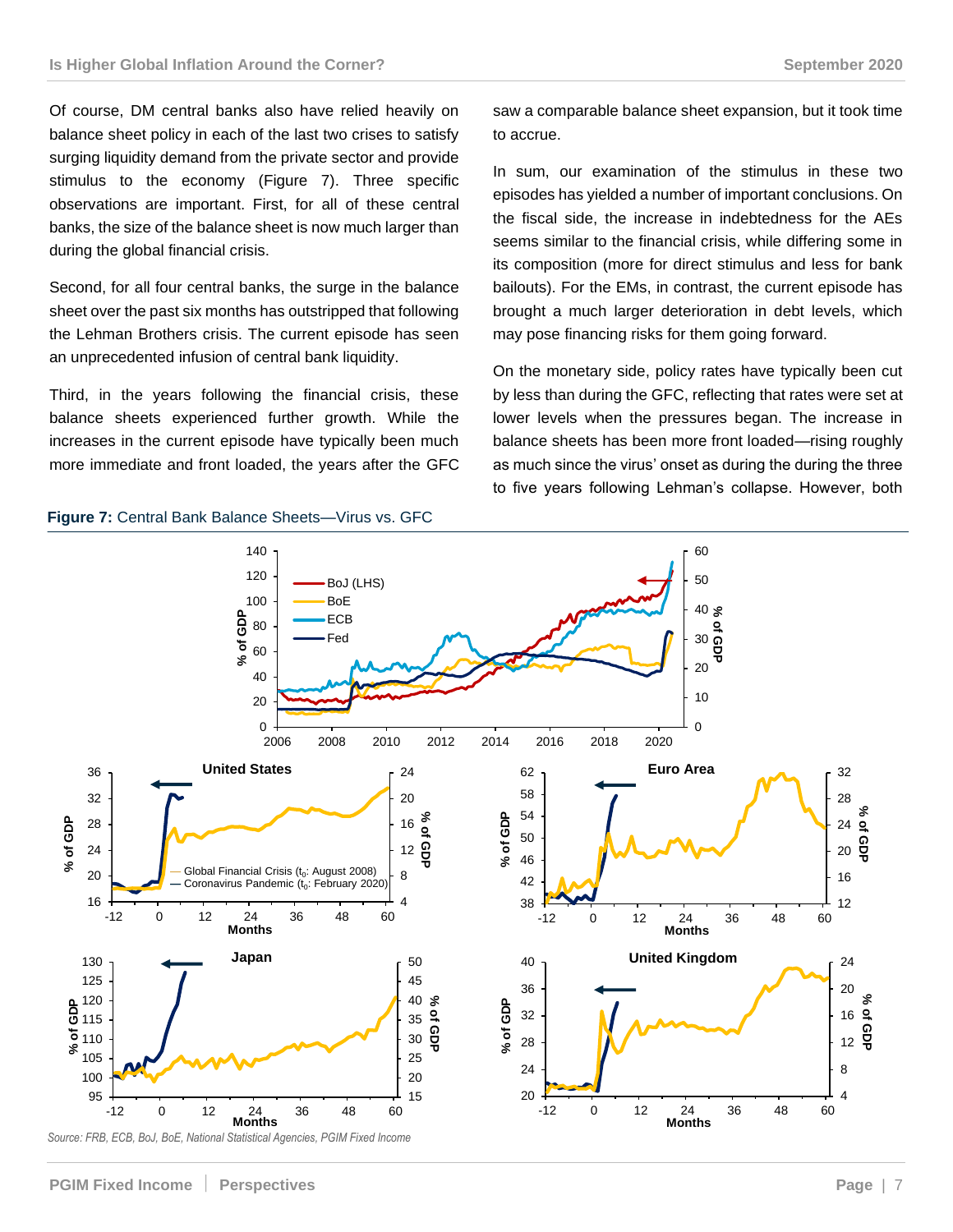Of course, DM central banks also have relied heavily on balance sheet policy in each of the last two crises to satisfy surging liquidity demand from the private sector and provide stimulus to the economy (Figure 7). Three specific observations are important. First, for all of these central banks, the size of the balance sheet is now much larger than during the global financial crisis.

Second, for all four central banks, the surge in the balance sheet over the past six months has outstripped that following the Lehman Brothers crisis. The current episode has seen an unprecedented infusion of central bank liquidity.

Third, in the years following the financial crisis, these balance sheets experienced further growth. While the increases in the current episode have typically been much more immediate and front loaded, the years after the GFC saw a comparable balance sheet expansion, but it took time to accrue.

In sum, our examination of the stimulus in these two episodes has yielded a number of important conclusions. On the fiscal side, the increase in indebtedness for the AEs seems similar to the financial crisis, while differing some in its composition (more for direct stimulus and less for bank bailouts). For the EMs, in contrast, the current episode has brought a much larger deterioration in debt levels, which may pose financing risks for them going forward.

On the monetary side, policy rates have typically been cut by less than during the GFC, reflecting that rates were set at lower levels when the pressures began. The increase in balance sheets has been more front loaded—rising roughly as much since the virus' onset as during the during the three to five years following Lehman's collapse. However, both

**Figure 7:** Central Bank Balance Sheets—Virus vs. GFC

*Source: FRB, ECB, BoJ, BoE, National Statistical Agencies, PGIM Fixed Income*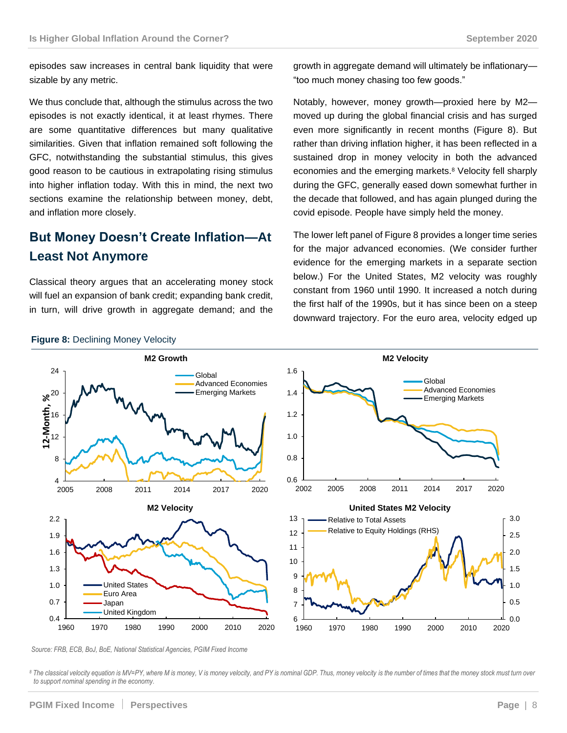episodes saw increases in central bank liquidity that were sizable by any metric.

We thus conclude that, although the stimulus across the two episodes is not exactly identical, it at least rhymes. There are some quantitative differences but many qualitative similarities. Given that inflation remained soft following the GFC, notwithstanding the substantial stimulus, this gives good reason to be cautious in extrapolating rising stimulus into higher inflation today. With this in mind, the next two sections examine the relationship between money, debt, and inflation more closely.

## But Money Doesn't Create Inflation—At Least Not Anymore

Classical theory argues that an accelerating money stock will fuel an expansion of bank credit; expanding bank credit, in turn, will drive growth in aggregate demand; and the growth in aggregate demand will ultimately be inflationary—"too much money chasing too few goods."

Notably, however, money growth—proxied here by M2—moved up during the global financial crisis and has surged even more significantly in recent months (Figure 8). But rather than driving inflation higher, it has been reflected in a sustained drop in money velocity in both the advanced economies and the emerging markets.[8] Velocity fell sharply during the GFC, generally eased down somewhat further in the decade that followed, and has again plunged during the covid episode. People have simply held the money.

The lower left panel of Figure 8 provides a longer time series for the major advanced economies. (We consider further evidence for the emerging markets in a separate section below.) For the United States, M2 velocity was roughly constant from 1960 until 1990. It increased a notch during the first half of the 1990s, but it has since been on a steep downward trajectory. For the euro area, velocity edged up

**Figure 8:** Declining Money Velocity

*Source: FRB, ECB, BoJ, BoE, National Statistical Agencies, PGIM Fixed Income*

[8] *The classical velocity equation is MV=PY, where M is money, V is money velocity, and PY is nominal GDP. Thus, money velocity is the number of times that the money stock must turn over to support nominal spending in the economy.*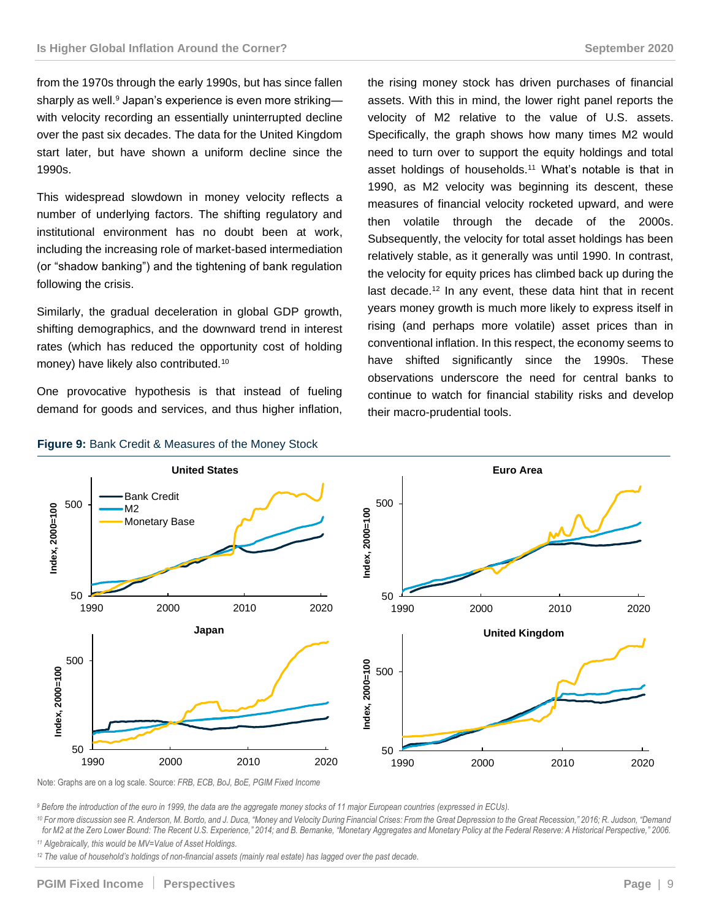from the 1970s through the early 1990s, but has since fallen sharply as well.[9] Japan's experience is even more striking—with velocity recording an essentially uninterrupted decline over the past six decades. The data for the United Kingdom start later, but have shown a uniform decline since the 1990s.

This widespread slowdown in money velocity reflects a number of underlying factors. The shifting regulatory and institutional environment has no doubt been at work, including the increasing role of market-based intermediation (or "shadow banking") and the tightening of bank regulation following the crisis.

Similarly, the gradual deceleration in global GDP growth, shifting demographics, and the downward trend in interest rates (which has reduced the opportunity cost of holding money) have likely also contributed.[10]

One provocative hypothesis is that instead of fueling demand for goods and services, and thus higher inflation, the rising money stock has driven purchases of financial assets. With this in mind, the lower right panel reports the velocity of M2 relative to the value of U.S. assets. Specifically, the graph shows how many times M2 would need to turn over to support the equity holdings and total asset holdings of households.[11] What's notable is that in 1990, as M2 velocity was beginning its descent, these measures of financial velocity rocketed upward, and were then volatile through the decade of the 2000s. Subsequently, the velocity for total asset holdings has been relatively stable, as it generally was until 1990. In contrast, the velocity for equity prices has climbed back up during the last decade.[12] In any event, these data hint that in recent years money growth is much more likely to express itself in rising (and perhaps more volatile) asset prices than in conventional inflation. In this respect, the economy seems to have shifted significantly since the 1990s. These observations underscore the need for central banks to continue to watch for financial stability risks and develop their macro-prudential tools.

**Figure 9:** Bank Credit & Measures of the Money Stock

Note: Graphs are on a log scale. Source: *FRB, ECB, BoJ, BoE, PGIM Fixed Income*

*[9] Before the introduction of the euro in 1999, the data are the aggregate money stocks of 11 major European countries (expressed in ECUs).*

*[10] For more discussion see R. Anderson, M. Bordo, and J. Duca, "Money and Velocity During Financial Crises: From the Great Depression to the Great Recession," 2016; R. Judson, "Demand for M2 at the Zero Lower Bound: The Recent U.S. Experience," 2014; and B. Bernanke, "Monetary Aggregates and Monetary Policy at the Federal Reserve: A Historical Perspective," 2006.*

*[11] Algebraically, this would be MV=Value of Asset Holdings.*

*[12] The value of household's holdings of non-financial assets (mainly real estate) has lagged over the past decade.*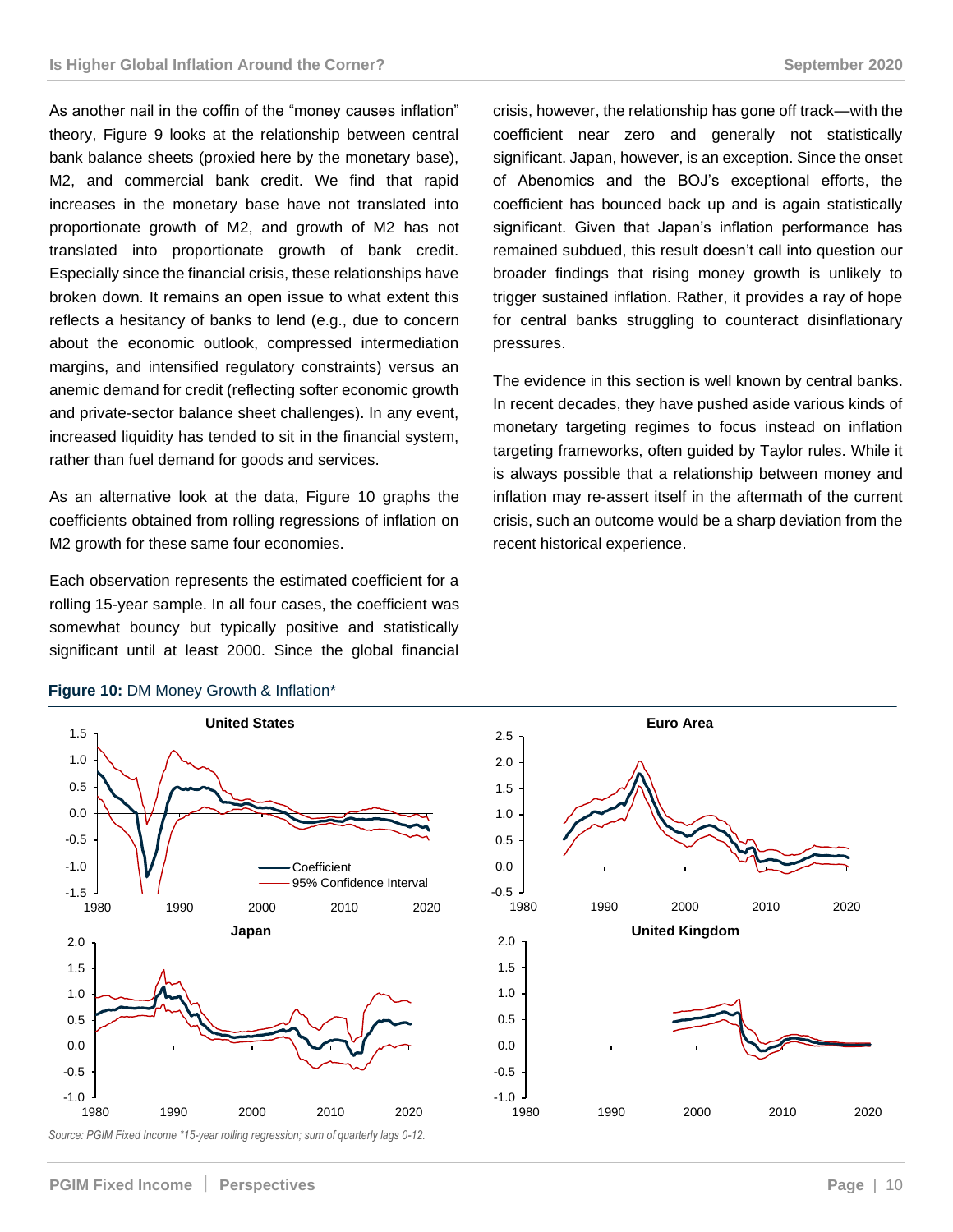As another nail in the coffin of the "money causes inflation" theory, Figure 9 looks at the relationship between central bank balance sheets (proxied here by the monetary base), M2, and commercial bank credit. We find that rapid increases in the monetary base have not translated into proportionate growth of M2, and growth of M2 has not translated into proportionate growth of bank credit. Especially since the financial crisis, these relationships have broken down. It remains an open issue to what extent this reflects a hesitancy of banks to lend (e.g., due to concern about the economic outlook, compressed intermediation margins, and intensified regulatory constraints) versus an anemic demand for credit (reflecting softer economic growth and private-sector balance sheet challenges). In any event, increased liquidity has tended to sit in the financial system, rather than fuel demand for goods and services.

As an alternative look at the data, Figure 10 graphs the coefficients obtained from rolling regressions of inflation on M2 growth for these same four economies.

Each observation represents the estimated coefficient for a rolling 15-year sample. In all four cases, the coefficient was somewhat bouncy but typically positive and statistically significant until at least 2000. Since the global financial crisis, however, the relationship has gone off track—with the coefficient near zero and generally not statistically significant. Japan, however, is an exception. Since the onset of Abenomics and the BOJ's exceptional efforts, the coefficient has bounced back up and is again statistically significant. Given that Japan's inflation performance has remained subdued, this result doesn't call into question our broader findings that rising money growth is unlikely to trigger sustained inflation. Rather, it provides a ray of hope for central banks struggling to counteract disinflationary pressures.

The evidence in this section is well known by central banks. In recent decades, they have pushed aside various kinds of monetary targeting regimes to focus instead on inflation targeting frameworks, often guided by Taylor rules. While it is always possible that a relationship between money and inflation may re-assert itself in the aftermath of the current crisis, such an outcome would be a sharp deviation from the recent historical experience.

**Figure 10:** DM Money Growth & Inflation*

*Source: PGIM Fixed Income *15-year rolling regression; sum of quarterly lags 0-12.*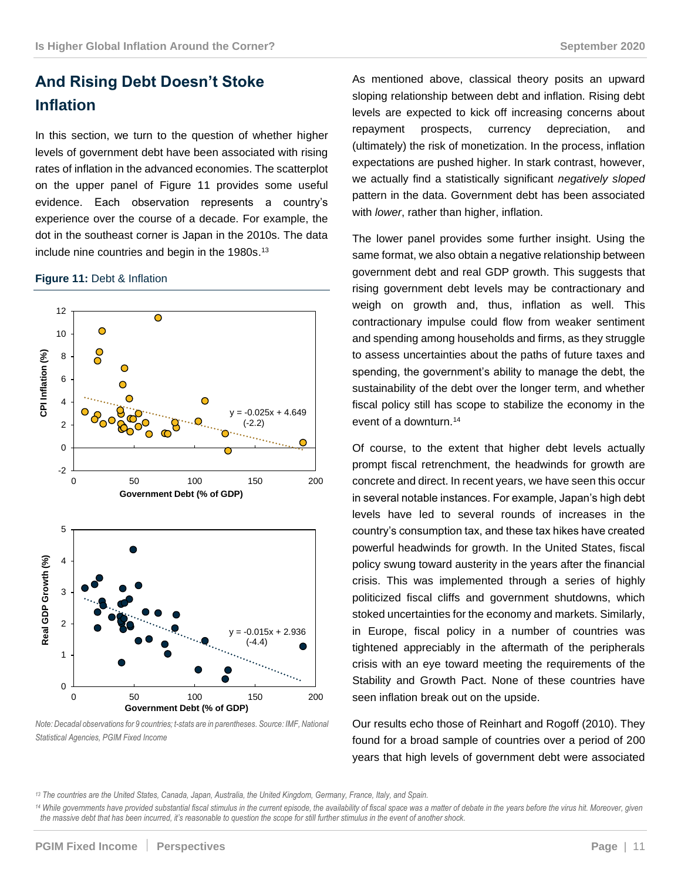## And Rising Debt Doesn't Stoke Inflation

In this section, we turn to the question of whether higher levels of government debt have been associated with rising rates of inflation in the advanced economies. The scatterplot on the upper panel of Figure 11 provides some useful evidence. Each observation represents a country's experience over the course of a decade. For example, the dot in the southeast corner is Japan in the 2010s. The data include nine countries and begin in the 1980s.[13]

**Figure 11:** Debt & Inflation

*Note: Decadal observations for 9 countries; t-stats are in parentheses. Source: IMF, National Statistical Agencies, PGIM Fixed Income*

As mentioned above, classical theory posits an upward sloping relationship between debt and inflation. Rising debt levels are expected to kick off increasing concerns about repayment prospects, currency depreciation, and (ultimately) the risk of monetization. In the process, inflation expectations are pushed higher. In stark contrast, however, we actually find a statistically significant *negatively sloped* pattern in the data. Government debt has been associated with *lower*, rather than higher, inflation.

The lower panel provides some further insight. Using the same format, we also obtain a negative relationship between government debt and real GDP growth. This suggests that rising government debt levels may be contractionary and weigh on growth and, thus, inflation as well. This contractionary impulse could flow from weaker sentiment and spending among households and firms, as they struggle to assess uncertainties about the paths of future taxes and spending, the government's ability to manage the debt, the sustainability of the debt over the longer term, and whether fiscal policy still has scope to stabilize the economy in the event of a downturn.[14]

Of course, to the extent that higher debt levels actually prompt fiscal retrenchment, the headwinds for growth are concrete and direct. In recent years, we have seen this occur in several notable instances. For example, Japan's high debt levels have led to several rounds of increases in the country's consumption tax, and these tax hikes have created powerful headwinds for growth. In the United States, fiscal policy swung toward austerity in the years after the financial crisis. This was implemented through a series of highly politicized fiscal cliffs and government shutdowns, which stoked uncertainties for the economy and markets. Similarly, in Europe, fiscal policy in a number of countries was tightened appreciably in the aftermath of the peripherals crisis with an eye toward meeting the requirements of the Stability and Growth Pact. None of these countries have seen inflation break out on the upside.

Our results echo those of Reinhart and Rogoff (2010). They found for a broad sample of countries over a period of 200 years that high levels of government debt were associated

[13] The countries are the United States, Canada, Japan, Australia, the United Kingdom, Germany, France, Italy, and Spain.

[14] While governments have provided substantial fiscal stimulus in the current episode, the availability of fiscal space was a matter of debate in the years before the virus hit. Moreover, given the massive debt that has been incurred, it's reasonable to question the scope for still further stimulus in the event of another shock.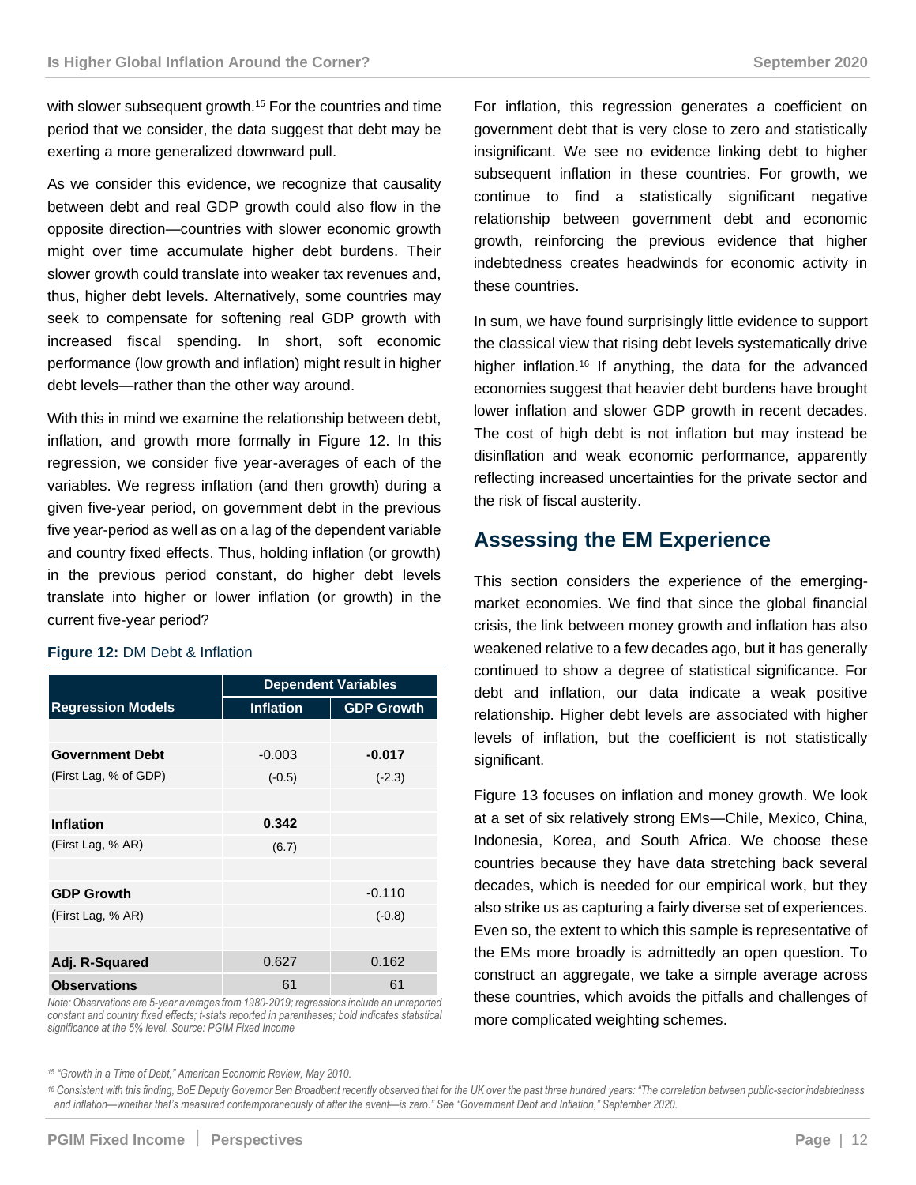with slower subsequent growth.[15] For the countries and time period that we consider, the data suggest that debt may be exerting a more generalized downward pull.

As we consider this evidence, we recognize that causality between debt and real GDP growth could also flow in the opposite direction—countries with slower economic growth might over time accumulate higher debt burdens. Their slower growth could translate into weaker tax revenues and, thus, higher debt levels. Alternatively, some countries may seek to compensate for softening real GDP growth with increased fiscal spending. In short, soft economic performance (low growth and inflation) might result in higher debt levels—rather than the other way around.

With this in mind we examine the relationship between debt, inflation, and growth more formally in Figure 12. In this regression, we consider five year-averages of each of the variables. We regress inflation (and then growth) during a given five-year period, on government debt in the previous five year-period as well as on a lag of the dependent variable and country fixed effects. Thus, holding inflation (or growth) in the previous period constant, do higher debt levels translate into higher or lower inflation (or growth) in the current five-year period?

**Figure 12:** DM Debt & Inflation

| Regression Models | Dependent Variables | |
|---|---|---|
| | **Inflation** | **GDP Growth** |
| **Government Debt** | -0.003 | **-0.017** |
| (First Lag, % of GDP) | (-0.5) | (-2.3) |
| **Inflation** | **0.342** | |
| (First Lag, % AR) | (6.7) | |
| **GDP Growth** | | -0.110 |
| (First Lag, % AR) | | (-0.8) |
| **Adj. R-Squared** | 0.627 | 0.162 |
| **Observations** | 61 | 61 |

*Note: Observations are 5-year averages from 1980-2019; regressions include an unreported constant and country fixed effects; t-stats reported in parentheses; bold indicates statistical significance at the 5% level. Source: PGIM Fixed Income*

For inflation, this regression generates a coefficient on government debt that is very close to zero and statistically insignificant. We see no evidence linking debt to higher subsequent inflation in these countries. For growth, we continue to find a statistically significant negative relationship between government debt and economic growth, reinforcing the previous evidence that higher indebtedness creates headwinds for economic activity in these countries.

In sum, we have found surprisingly little evidence to support the classical view that rising debt levels systematically drive higher inflation.[16] If anything, the data for the advanced economies suggest that heavier debt burdens have brought lower inflation and slower GDP growth in recent decades. The cost of high debt is not inflation but may instead be disinflation and weak economic performance, apparently reflecting increased uncertainties for the private sector and the risk of fiscal austerity.

## Assessing the EM Experience

This section considers the experience of the emerging-market economies. We find that since the global financial crisis, the link between money growth and inflation has also weakened relative to a few decades ago, but it has generally continued to show a degree of statistical significance. For debt and inflation, our data indicate a weak positive relationship. Higher debt levels are associated with higher levels of inflation, but the coefficient is not statistically significant.

Figure 13 focuses on inflation and money growth. We look at a set of six relatively strong EMs—Chile, Mexico, China, Indonesia, Korea, and South Africa. We choose these countries because they have data stretching back several decades, which is needed for our empirical work, but they also strike us as capturing a fairly diverse set of experiences. Even so, the extent to which this sample is representative of the EMs more broadly is admittedly an open question. To construct an aggregate, we take a simple average across these countries, which avoids the pitfalls and challenges of more complicated weighting schemes.

---

[15] *"Growth in a Time of Debt," American Economic Review, May 2010.*

[16] *Consistent with this finding, BoE Deputy Governor Ben Broadbent recently observed that for the UK over the past three hundred years: "The correlation between public-sector indebtedness and inflation—whether that's measured contemporaneously of after the event—is zero." See "Government Debt and Inflation," September 2020.*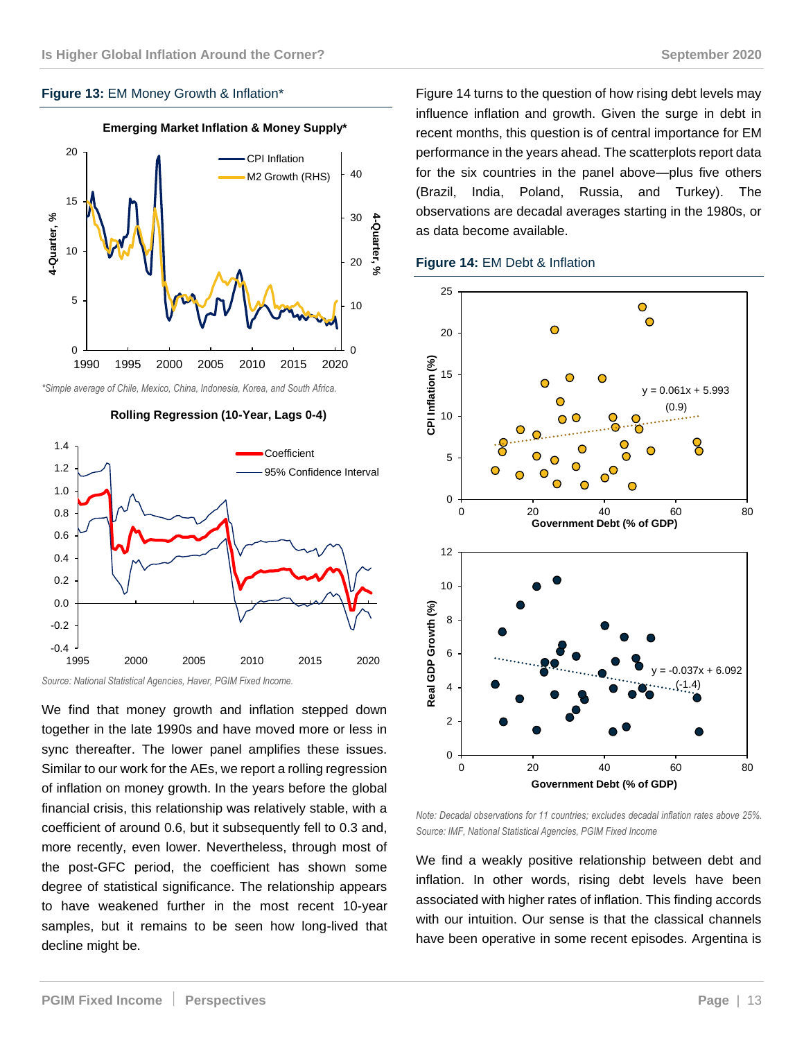**Figure 13:** EM Money Growth & Inflation*

*Simple average of Chile, Mexico, China, Indonesia, Korea, and South Africa.

*Source: National Statistical Agencies, Haver, PGIM Fixed Income.*

We find that money growth and inflation stepped down together in the late 1990s and have moved more or less in sync thereafter. The lower panel amplifies these issues. Similar to our work for the AEs, we report a rolling regression of inflation on money growth. In the years before the global financial crisis, this relationship was relatively stable, with a coefficient of around 0.6, but it subsequently fell to 0.3 and, more recently, even lower. Nevertheless, through most of the post-GFC period, the coefficient has shown some degree of statistical significance. The relationship appears to have weakened further in the most recent 10-year samples, but it remains to be seen how long-lived that decline might be.

Figure 14 turns to the question of how rising debt levels may influence inflation and growth. Given the surge in debt in recent months, this question is of central importance for EM performance in the years ahead. The scatterplots report data for the six countries in the panel above—plus five others (Brazil, India, Poland, Russia, and Turkey). The observations are decadal averages starting in the 1980s, or as data become available.

**Figure 14:** EM Debt & Inflation

*Note: Decadal observations for 11 countries; excludes decadal inflation rates above 25%.*
*Source: IMF, National Statistical Agencies, PGIM Fixed Income*

We find a weakly positive relationship between debt and inflation. In other words, rising debt levels have been associated with higher rates of inflation. This finding accords with our intuition. Our sense is that the classical channels have been operative in some recent episodes. Argentina is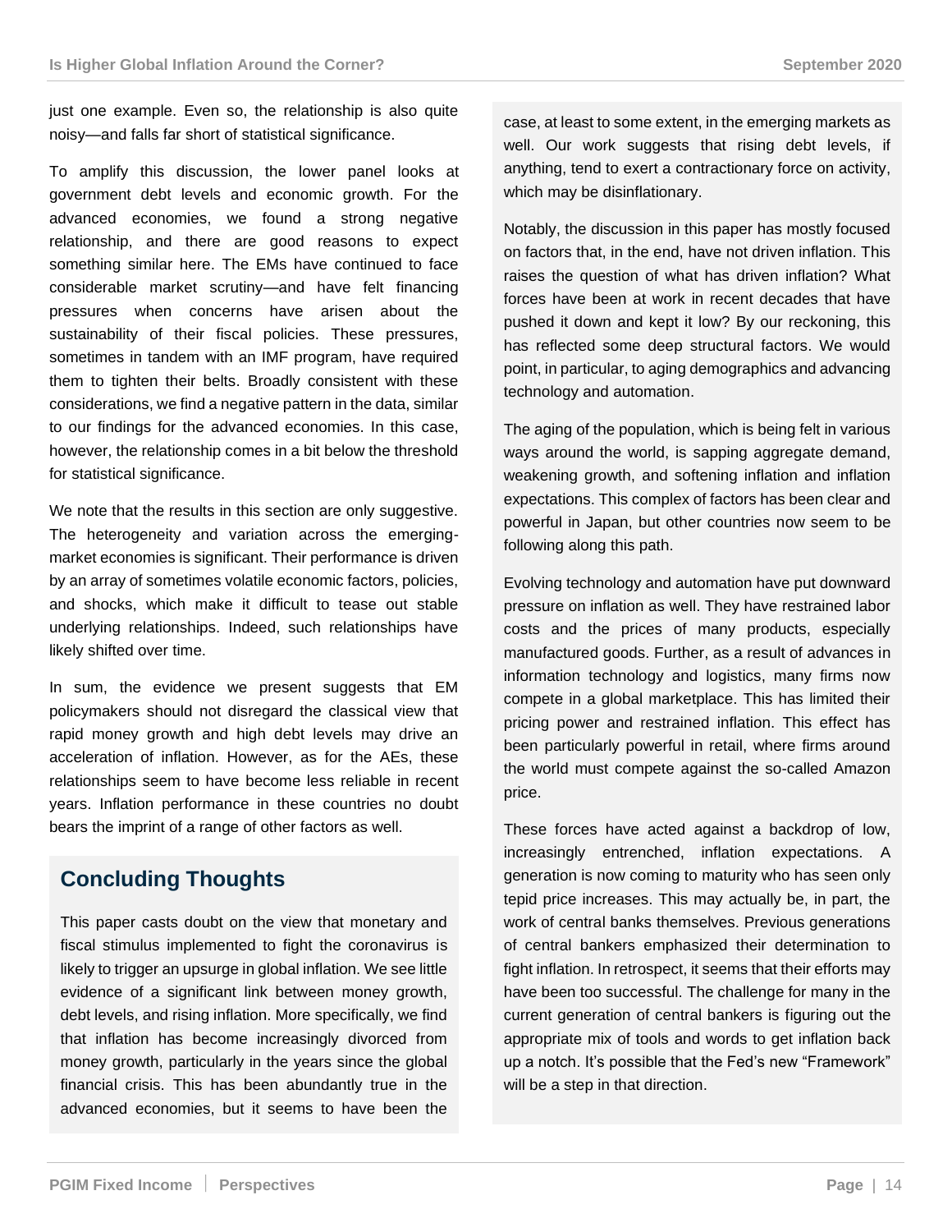just one example. Even so, the relationship is also quite noisy—and falls far short of statistical significance.

To amplify this discussion, the lower panel looks at government debt levels and economic growth. For the advanced economies, we found a strong negative relationship, and there are good reasons to expect something similar here. The EMs have continued to face considerable market scrutiny—and have felt financing pressures when concerns have arisen about the sustainability of their fiscal policies. These pressures, sometimes in tandem with an IMF program, have required them to tighten their belts. Broadly consistent with these considerations, we find a negative pattern in the data, similar to our findings for the advanced economies. In this case, however, the relationship comes in a bit below the threshold for statistical significance.

We note that the results in this section are only suggestive. The heterogeneity and variation across the emerging-market economies is significant. Their performance is driven by an array of sometimes volatile economic factors, policies, and shocks, which make it difficult to tease out stable underlying relationships. Indeed, such relationships have likely shifted over time.

In sum, the evidence we present suggests that EM policymakers should not disregard the classical view that rapid money growth and high debt levels may drive an acceleration of inflation. However, as for the AEs, these relationships seem to have become less reliable in recent years. Inflation performance in these countries no doubt bears the imprint of a range of other factors as well.

## Concluding Thoughts

This paper casts doubt on the view that monetary and fiscal stimulus implemented to fight the coronavirus is likely to trigger an upsurge in global inflation. We see little evidence of a significant link between money growth, debt levels, and rising inflation. More specifically, we find that inflation has become increasingly divorced from money growth, particularly in the years since the global financial crisis. This has been abundantly true in the advanced economies, but it seems to have been the case, at least to some extent, in the emerging markets as well. Our work suggests that rising debt levels, if anything, tend to exert a contractionary force on activity, which may be disinflationary.

Notably, the discussion in this paper has mostly focused on factors that, in the end, have not driven inflation. This raises the question of what has driven inflation? What forces have been at work in recent decades that have pushed it down and kept it low? By our reckoning, this has reflected some deep structural factors. We would point, in particular, to aging demographics and advancing technology and automation.

The aging of the population, which is being felt in various ways around the world, is sapping aggregate demand, weakening growth, and softening inflation and inflation expectations. This complex of factors has been clear and powerful in Japan, but other countries now seem to be following along this path.

Evolving technology and automation have put downward pressure on inflation as well. They have restrained labor costs and the prices of many products, especially manufactured goods. Further, as a result of advances in information technology and logistics, many firms now compete in a global marketplace. This has limited their pricing power and restrained inflation. This effect has been particularly powerful in retail, where firms around the world must compete against the so-called Amazon price.

These forces have acted against a backdrop of low, increasingly entrenched, inflation expectations. A generation is now coming to maturity who has seen only tepid price increases. This may actually be, in part, the work of central banks themselves. Previous generations of central bankers emphasized their determination to fight inflation. In retrospect, it seems that their efforts may have been too successful. The challenge for many in the current generation of central bankers is figuring out the appropriate mix of tools and words to get inflation back up a notch. It's possible that the Fed's new "Framework" will be a step in that direction.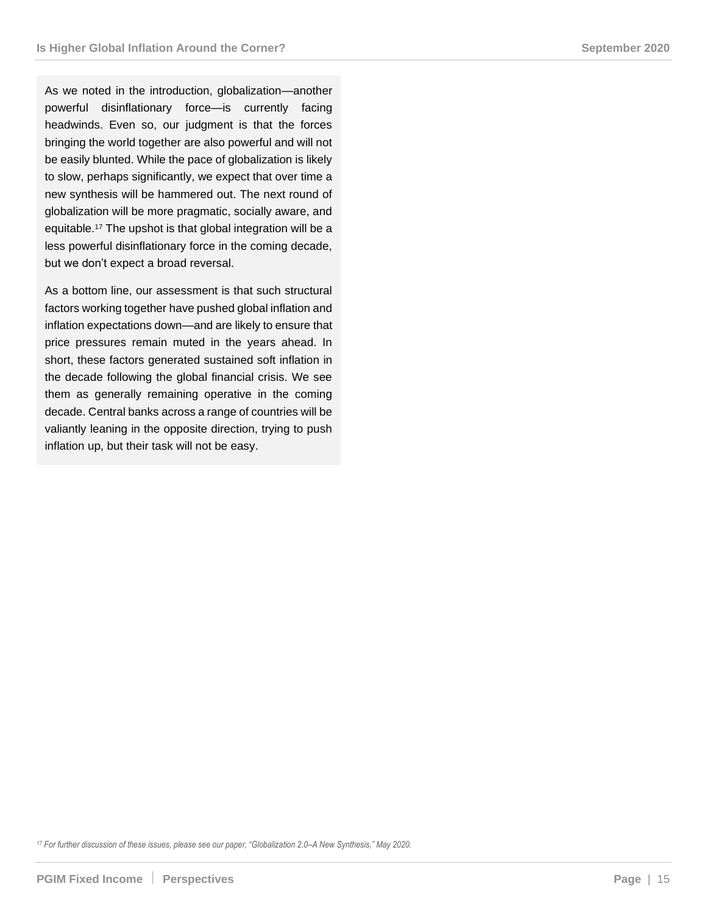As we noted in the introduction, globalization—another powerful disinflationary force—is currently facing headwinds. Even so, our judgment is that the forces bringing the world together are also powerful and will not be easily blunted. While the pace of globalization is likely to slow, perhaps significantly, we expect that over time a new synthesis will be hammered out. The next round of globalization will be more pragmatic, socially aware, and equitable.[17] The upshot is that global integration will be a less powerful disinflationary force in the coming decade, but we don't expect a broad reversal.

As a bottom line, our assessment is that such structural factors working together have pushed global inflation and inflation expectations down—and are likely to ensure that price pressures remain muted in the years ahead. In short, these factors generated sustained soft inflation in the decade following the global financial crisis. We see them as generally remaining operative in the coming decade. Central banks across a range of countries will be valiantly leaning in the opposite direction, trying to push inflation up, but their task will not be easy.

[17] *For further discussion of these issues, please see our paper, "Globalization 2.0–A New Synthesis," May 2020.*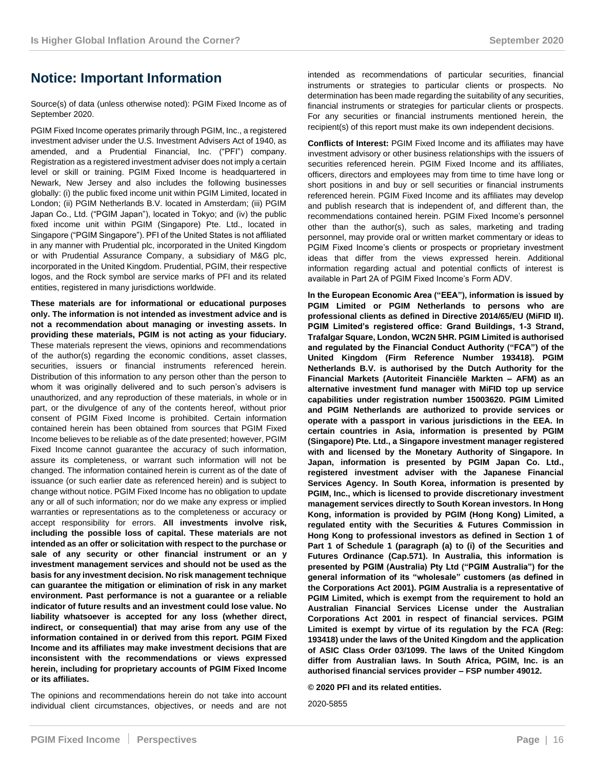## Notice: Important Information

Source(s) of data (unless otherwise noted): PGIM Fixed Income as of September 2020.

PGIM Fixed Income operates primarily through PGIM, Inc., a registered investment adviser under the U.S. Investment Advisers Act of 1940, as amended, and a Prudential Financial, Inc. ("PFI") company. Registration as a registered investment adviser does not imply a certain level or skill or training. PGIM Fixed Income is headquartered in Newark, New Jersey and also includes the following businesses globally: (i) the public fixed income unit within PGIM Limited, located in London; (ii) PGIM Netherlands B.V. located in Amsterdam; (iii) PGIM Japan Co., Ltd. ("PGIM Japan"), located in Tokyo; and (iv) the public fixed income unit within PGIM (Singapore) Pte. Ltd., located in Singapore ("PGIM Singapore"). PFI of the United States is not affiliated in any manner with Prudential plc, incorporated in the United Kingdom or with Prudential Assurance Company, a subsidiary of M&G plc, incorporated in the United Kingdom. Prudential, PGIM, their respective logos, and the Rock symbol are service marks of PFI and its related entities, registered in many jurisdictions worldwide.

**These materials are for informational or educational purposes only. The information is not intended as investment advice and is not a recommendation about managing or investing assets. In providing these materials, PGIM is not acting as your fiduciary.** These materials represent the views, opinions and recommendations of the author(s) regarding the economic conditions, asset classes, securities, issuers or financial instruments referenced herein. Distribution of this information to any person other than the person to whom it was originally delivered and to such person's advisers is unauthorized, and any reproduction of these materials, in whole or in part, or the divulgence of any of the contents hereof, without prior consent of PGIM Fixed Income is prohibited. Certain information contained herein has been obtained from sources that PGIM Fixed Income believes to be reliable as of the date presented; however, PGIM Fixed Income cannot guarantee the accuracy of such information, assure its completeness, or warrant such information will not be changed. The information contained herein is current as of the date of issuance (or such earlier date as referenced herein) and is subject to change without notice. PGIM Fixed Income has no obligation to update any or all of such information; nor do we make any express or implied warranties or representations as to the completeness or accuracy or accept responsibility for errors. **All investments involve risk, including the possible loss of capital. These materials are not intended as an offer or solicitation with respect to the purchase or sale of any security or other financial instrument or an y investment management services and should not be used as the basis for any investment decision. No risk management technique can guarantee the mitigation or elimination of risk in any market environment. Past performance is not a guarantee or a reliable indicator of future results and an investment could lose value. No liability whatsoever is accepted for any loss (whether direct, indirect, or consequential) that may arise from any use of the information contained in or derived from this report. PGIM Fixed Income and its affiliates may make investment decisions that are inconsistent with the recommendations or views expressed herein, including for proprietary accounts of PGIM Fixed Income or its affiliates.**

The opinions and recommendations herein do not take into account individual client circumstances, objectives, or needs and are not intended as recommendations of particular securities, financial instruments or strategies to particular clients or prospects. No determination has been made regarding the suitability of any securities, financial instruments or strategies for particular clients or prospects. For any securities or financial instruments mentioned herein, the recipient(s) of this report must make its own independent decisions.

**Conflicts of Interest:** PGIM Fixed Income and its affiliates may have investment advisory or other business relationships with the issuers of securities referenced herein. PGIM Fixed Income and its affiliates, officers, directors and employees may from time to time have long or short positions in and buy or sell securities or financial instruments referenced herein. PGIM Fixed Income and its affiliates may develop and publish research that is independent of, and different than, the recommendations contained herein. PGIM Fixed Income's personnel other than the author(s), such as sales, marketing and trading personnel, may provide oral or written market commentary or ideas to PGIM Fixed Income's clients or prospects or proprietary investment ideas that differ from the views expressed herein. Additional information regarding actual and potential conflicts of interest is available in Part 2A of PGIM Fixed Income's Form ADV.

**In the European Economic Area ("EEA"), information is issued by PGIM Limited or PGIM Netherlands to persons who are professional clients as defined in Directive 2014/65/EU (MiFID II). PGIM Limited's registered office: Grand Buildings, 1-3 Strand, Trafalgar Square, London, WC2N 5HR. PGIM Limited is authorised and regulated by the Financial Conduct Authority ("FCA") of the United Kingdom (Firm Reference Number 193418). PGIM Netherlands B.V. is authorised by the Dutch Authority for the Financial Markets (Autoriteit Financiële Markten – AFM) as an alternative investment fund manager with MiFID top up service capabilities under registration number 15003620. PGIM Limited and PGIM Netherlands are authorized to provide services or operate with a passport in various jurisdictions in the EEA. In certain countries in Asia, information is presented by PGIM (Singapore) Pte. Ltd., a Singapore investment manager registered with and licensed by the Monetary Authority of Singapore. In Japan, information is presented by PGIM Japan Co. Ltd., registered investment adviser with the Japanese Financial Services Agency. In South Korea, information is presented by PGIM, Inc., which is licensed to provide discretionary investment management services directly to South Korean investors. In Hong Kong, information is provided by PGIM (Hong Kong) Limited, a regulated entity with the Securities & Futures Commission in Hong Kong to professional investors as defined in Section 1 of Part 1 of Schedule 1 (paragraph (a) to (i) of the Securities and Futures Ordinance (Cap.571). In Australia, this information is presented by PGIM (Australia) Pty Ltd ("PGIM Australia") for the general information of its "wholesale" customers (as defined in the Corporations Act 2001). PGIM Australia is a representative of PGIM Limited, which is exempt from the requirement to hold an Australian Financial Services License under the Australian Corporations Act 2001 in respect of financial services. PGIM Limited is exempt by virtue of its regulation by the FCA (Reg: 193418) under the laws of the United Kingdom and the application of ASIC Class Order 03/1099. The laws of the United Kingdom differ from Australian laws. In South Africa, PGIM, Inc. is an authorised financial services provider – FSP number 49012.**

**© 2020 PFI and its related entities.**

2020-5855